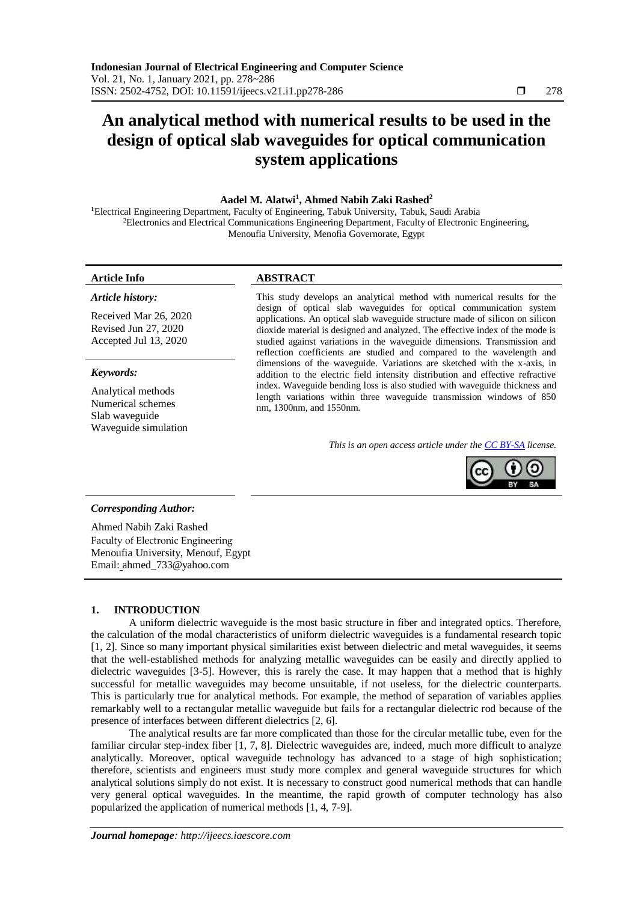# An analytical method with numerical results to be used in the design of optical slab waveguides for optical communication system applications

**Aadel M. Alatwi[1], Ahmed Nabih Zaki Rashed[2]**

[1]Electrical Engineering Department, Faculty of Engineering, Tabuk University, Tabuk, Saudi Arabia
[2]Electronics and Electrical Communications Engineering Department, Faculty of Electronic Engineering, Menoufia University, Menofia Governorate, Egypt

## Article Info

***Article history:***

Received Mar 26, 2020
Revised Jun 27, 2020
Accepted Jul 13, 2020

***Keywords:***

Analytical methods
Numerical schemes
Slab waveguide
Waveguide simulation

## ABSTRACT

This study develops an analytical method with numerical results for the design of optical slab waveguides for optical communication system applications. An optical slab waveguide structure made of silicon on silicon dioxide material is designed and analyzed. The effective index of the mode is studied against variations in the waveguide dimensions. Transmission and reflection coefficients are studied and compared to the wavelength and dimensions of the waveguide. Variations are sketched with the x-axis, in addition to the electric field intensity distribution and effective refractive index. Waveguide bending loss is also studied with waveguide thickness and length variations within three waveguide transmission windows of 850 nm, 1300nm, and 1550nm.

*This is an open access article under the CC BY-SA license.*

***Corresponding Author:***

Ahmed Nabih Zaki Rashed
Faculty of Electronic Engineering
Menoufia University, Menouf, Egypt
Email: ahmed_733@yahoo.com

## 1. INTRODUCTION

A uniform dielectric waveguide is the most basic structure in fiber and integrated optics. Therefore, the calculation of the modal characteristics of uniform dielectric waveguides is a fundamental research topic [1, 2]. Since so many important physical similarities exist between dielectric and metal waveguides, it seems that the well-established methods for analyzing metallic waveguides can be easily and directly applied to dielectric waveguides [3-5]. However, this is rarely the case. It may happen that a method that is highly successful for metallic waveguides may become unsuitable, if not useless, for the dielectric counterparts. This is particularly true for analytical methods. For example, the method of separation of variables applies remarkably well to a rectangular metallic waveguide but fails for a rectangular dielectric rod because of the presence of interfaces between different dielectrics [2, 6].

The analytical results are far more complicated than those for the circular metallic tube, even for the familiar circular step-index fiber [1, 7, 8]. Dielectric waveguides are, indeed, much more difficult to analyze analytically. Moreover, optical waveguide technology has advanced to a stage of high sophistication; therefore, scientists and engineers must study more complex and general waveguide structures for which analytical solutions simply do not exist. It is necessary to construct good numerical methods that can handle very general optical waveguides. In the meantime, the rapid growth of computer technology has also popularized the application of numerical methods [1, 4, 7-9].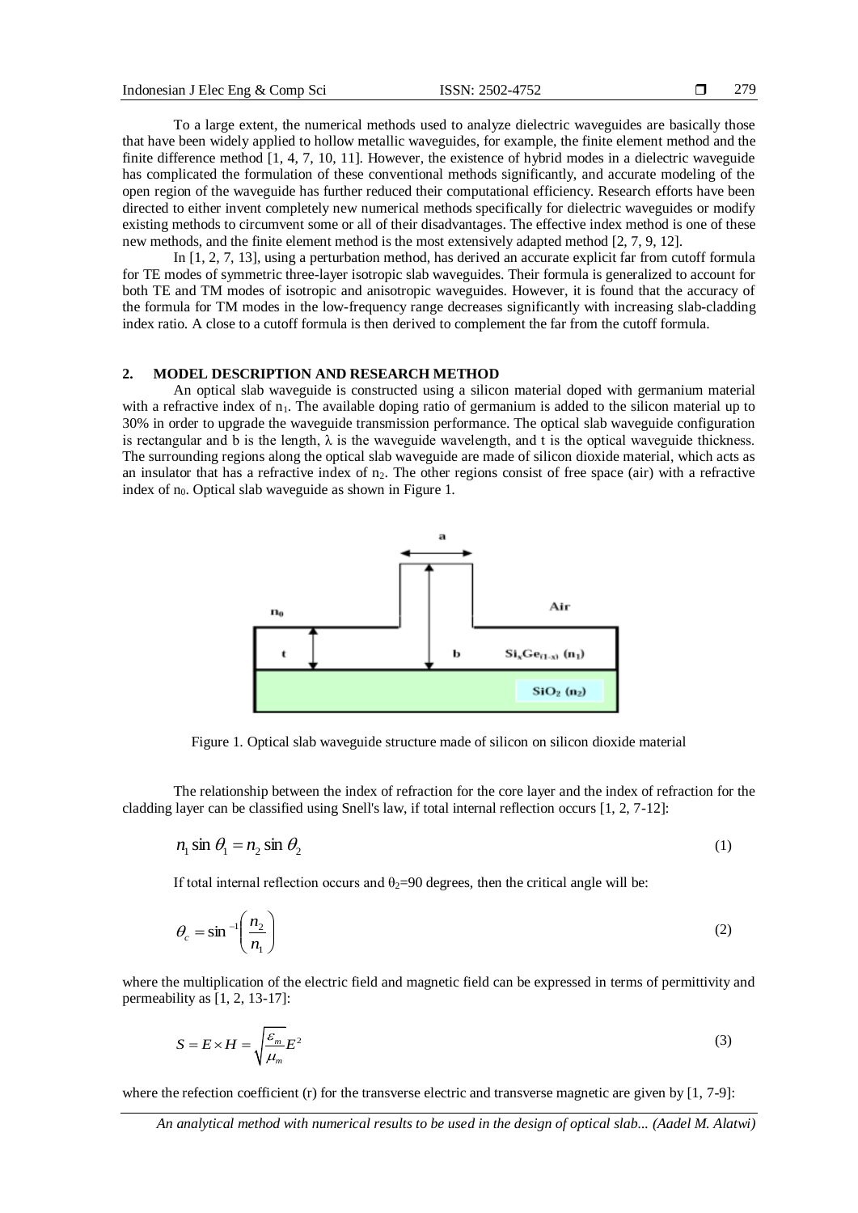To a large extent, the numerical methods used to analyze dielectric waveguides are basically those that have been widely applied to hollow metallic waveguides, for example, the finite element method and the finite difference method [1, 4, 7, 10, 11]. However, the existence of hybrid modes in a dielectric waveguide has complicated the formulation of these conventional methods significantly, and accurate modeling of the open region of the waveguide has further reduced their computational efficiency. Research efforts have been directed to either invent completely new numerical methods specifically for dielectric waveguides or modify existing methods to circumvent some or all of their disadvantages. The effective index method is one of these new methods, and the finite element method is the most extensively adapted method [2, 7, 9, 12].

In [1, 2, 7, 13], using a perturbation method, has derived an accurate explicit far from cutoff formula for TE modes of symmetric three-layer isotropic slab waveguides. Their formula is generalized to account for both TE and TM modes of isotropic and anisotropic waveguides. However, it is found that the accuracy of the formula for TM modes in the low-frequency range decreases significantly with increasing slab-cladding index ratio. A close to a cutoff formula is then derived to complement the far from the cutoff formula.

## 2. MODEL DESCRIPTION AND RESEARCH METHOD

An optical slab waveguide is constructed using a silicon material doped with germanium material with a refractive index of $n_1$. The available doping ratio of germanium is added to the silicon material up to 30% in order to upgrade the waveguide transmission performance. The optical slab waveguide configuration is rectangular and b is the length, $\lambda$ is the waveguide wavelength, and t is the optical waveguide thickness. The surrounding regions along the optical slab waveguide are made of silicon dioxide material, which acts as an insulator that has a refractive index of $n_2$. The other regions consist of free space (air) with a refractive index of $n_0$. Optical slab waveguide as shown in Figure 1.

Figure 1. Optical slab waveguide structure made of silicon on silicon dioxide material

The relationship between the index of refraction for the core layer and the index of refraction for the cladding layer can be classified using Snell's law, if total internal reflection occurs [1, 2, 7-12]:

$$n_1 \sin \theta_1 = n_2 \sin \theta_2 \tag{1}$$

If total internal reflection occurs and $\theta_2$=90 degrees, then the critical angle will be:

$$\theta_c = \sin^{-1}\left(\frac{n_2}{n_1}\right) \tag{2}$$

where the multiplication of the electric field and magnetic field can be expressed in terms of permittivity and permeability as [1, 2, 13-17]:

$$S = E \times H = \sqrt{\frac{\varepsilon_m}{\mu_m}} E^2 \tag{3}$$

where the refection coefficient (r) for the transverse electric and transverse magnetic are given by [1, 7-9]: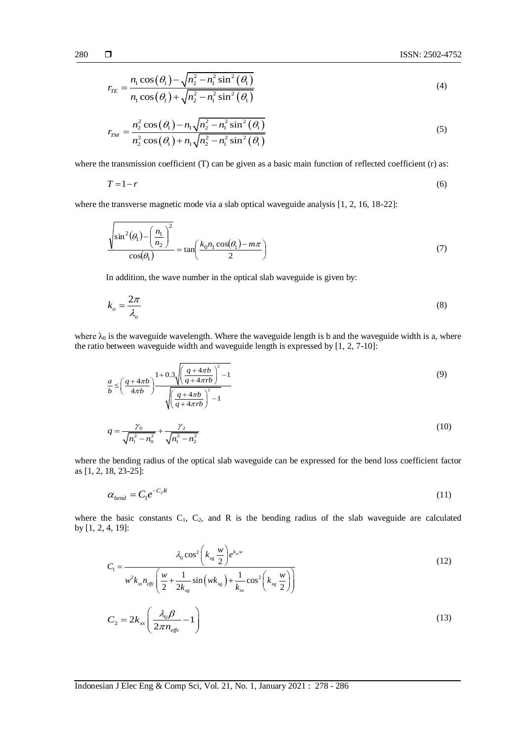$$r_{TE} = \frac{n_1 \cos(\theta_1) - \sqrt{n_2^2 - n_1^2 \sin^2(\theta_1)}}{n_1 \cos(\theta_1) + \sqrt{n_2^2 - n_1^2 \sin^2(\theta_1)}} \tag{4}$$

$$r_{TM} = \frac{n_2^2 \cos(\theta_1) - n_1 \sqrt{n_2^2 - n_1^2 \sin^2(\theta_1)}}{n_2^2 \cos(\theta_1) + n_1 \sqrt{n_2^2 - n_1^2 \sin^2(\theta_1)}} \tag{5}$$

where the transmission coefficient (T) can be given as a basic main function of reflected coefficient (r) as:

$$T = 1 - r \tag{6}$$

where the transverse magnetic mode via a slab optical waveguide analysis [1, 2, 16, 18-22]:

$$\frac{\sqrt{\sin^2(\theta_1) - \left(\frac{n_1}{n_2}\right)^2}}{\cos(\theta_1)} = \tan\left(\frac{k_0 n_1 \cos(\theta_1) - m\pi}{2}\right) \tag{7}$$

In addition, the wave number in the optical slab waveguide is given by:

$$k_o = \frac{2\pi}{\lambda_o} \tag{8}$$

where $\lambda_0$ is the waveguide wavelength. Where the waveguide length is b and the waveguide width is a, where the ratio between waveguide width and waveguide length is expressed by [1, 2, 7-10]:

$$\frac{a}{b} \leq \left(\frac{q + 4\pi b}{4\pi b}\right) \frac{1 + 0.3\sqrt{\left(\frac{q + 4\pi b}{q + 4\pi r b}\right)^2 - 1}}{\sqrt{\left(\frac{q + 4\pi b}{q + 4\pi r b}\right)^2 - 1}} \tag{9}$$

$$q = \frac{\gamma_0}{\sqrt{n_1^2 - n_0^2}} + \frac{\gamma_2}{\sqrt{n_1^2 - n_2^2}} \tag{10}$$

where the bending radius of the optical slab waveguide can be expressed for the bend loss coefficient factor as [1, 2, 18, 23-25]:

$$\alpha_{bend} = C_1 e^{-C_2 R} \tag{11}$$

where the basic constants $C_1$, $C_2$, and R is the bending radius of the slab waveguide are calculated by [1, 2, 4, 19]:

$$C_1 = \frac{\lambda_0 \cos^2\left(k_{xg} \frac{w}{2}\right) e^{k_{xs} w}}{w^2 k_{xs} n_{effc} \left(\frac{w}{2} + \frac{1}{2k_{xg}} \sin\left(w k_{xg}\right) + \frac{1}{k_{xs}} \cos^2\left(k_{xg} \frac{w}{2}\right)\right)} \tag{12}$$

$$C_2 = 2k_{xs}\left(\frac{\lambda_0 \beta}{2\pi n_{effc}} - 1\right) \tag{13}$$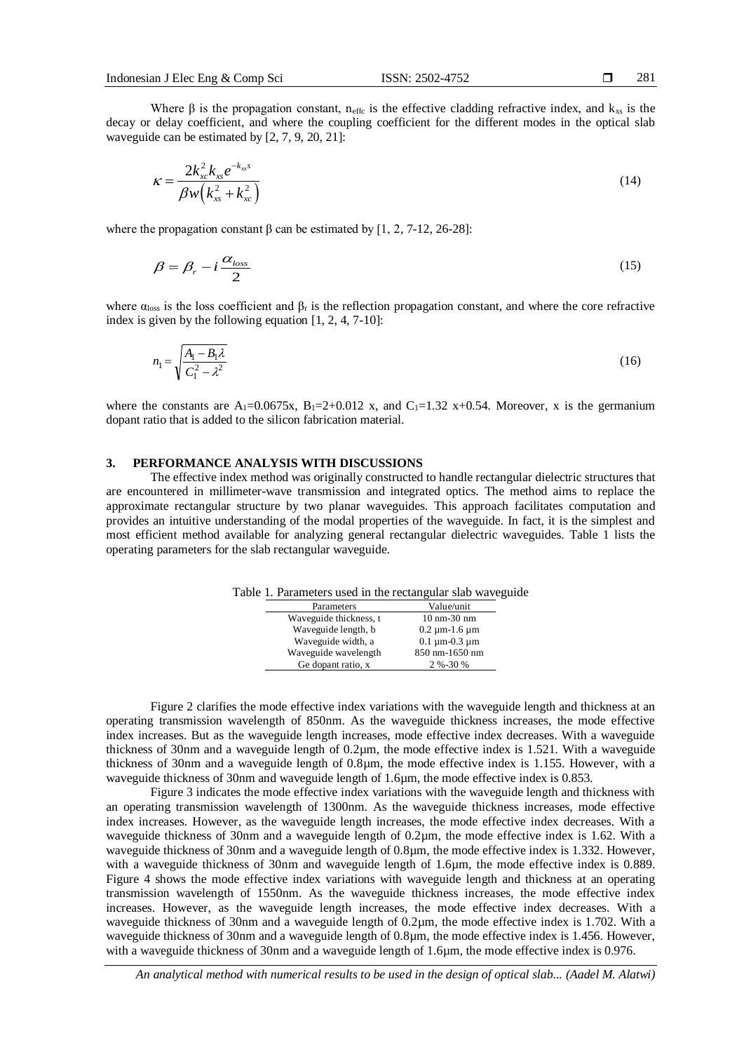Where β is the propagation constant, $n_{effc}$ is the effective cladding refractive index, and $k_{xs}$ is the decay or delay coefficient, and where the coupling coefficient for the different modes in the optical slab waveguide can be estimated by [2, 7, 9, 20, 21]:

$$\kappa = \frac{2k_{xc}^2 k_{xs} e^{-k_{xs}s}}{\beta w \left(k_{xs}^2 + k_{xc}^2\right)} \tag{14}$$

where the propagation constant β can be estimated by [1, 2, 7-12, 26-28]:

$$\beta = \beta_r - i\frac{\alpha_{loss}}{2} \tag{15}$$

where $\alpha_{loss}$ is the loss coefficient and $\beta_r$ is the reflection propagation constant, and where the core refractive index is given by the following equation [1, 2, 4, 7-10]:

$$n_1 = \sqrt{\frac{A_1 - B_1\lambda}{C_1^2 - \lambda^2}} \tag{16}$$

where the constants are $A_1$=0.0675x, $B_1$=2+0.012 x, and $C_1$=1.32 x+0.54. Moreover, x is the germanium dopant ratio that is added to the silicon fabrication material.

## 3. PERFORMANCE ANALYSIS WITH DISCUSSIONS

The effective index method was originally constructed to handle rectangular dielectric structures that are encountered in millimeter-wave transmission and integrated optics. The method aims to replace the approximate rectangular structure by two planar waveguides. This approach facilitates computation and provides an intuitive understanding of the modal properties of the waveguide. In fact, it is the simplest and most efficient method available for analyzing general rectangular dielectric waveguides. Table 1 lists the operating parameters for the slab rectangular waveguide.

Table 1. Parameters used in the rectangular slab waveguide

| Parameters | Value/unit |
|---|---|
| Waveguide thickness, t | 10 nm-30 nm |
| Waveguide length, b | 0.2 µm-1.6 µm |
| Waveguide width, a | 0.1 µm-0.3 µm |
| Waveguide wavelength | 850 nm-1650 nm |
| Ge dopant ratio, x | 2 %-30 % |

Figure 2 clarifies the mode effective index variations with the waveguide length and thickness at an operating transmission wavelength of 850nm. As the waveguide thickness increases, the mode effective index increases. But as the waveguide length increases, mode effective index decreases. With a waveguide thickness of 30nm and a waveguide length of 0.2µm, the mode effective index is 1.521. With a waveguide thickness of 30nm and a waveguide length of 0.8µm, the mode effective index is 1.155. However, with a waveguide thickness of 30nm and waveguide length of 1.6µm, the mode effective index is 0.853.

Figure 3 indicates the mode effective index variations with the waveguide length and thickness with an operating transmission wavelength of 1300nm. As the waveguide thickness increases, mode effective index increases. However, as the waveguide length increases, the mode effective index decreases. With a waveguide thickness of 30nm and a waveguide length of 0.2µm, the mode effective index is 1.62. With a waveguide thickness of 30nm and a waveguide length of 0.8µm, the mode effective index is 1.332. However, with a waveguide thickness of 30nm and waveguide length of 1.6µm, the mode effective index is 0.889. Figure 4 shows the mode effective index variations with waveguide length and thickness at an operating transmission wavelength of 1550nm. As the waveguide thickness increases, the mode effective index increases. However, as the waveguide length increases, the mode effective index decreases. With a waveguide thickness of 30nm and a waveguide length of 0.2µm, the mode effective index is 1.702. With a waveguide thickness of 30nm and a waveguide length of 0.8µm, the mode effective index is 1.456. However, with a waveguide thickness of 30nm and a waveguide length of 1.6µm, the mode effective index is 0.976.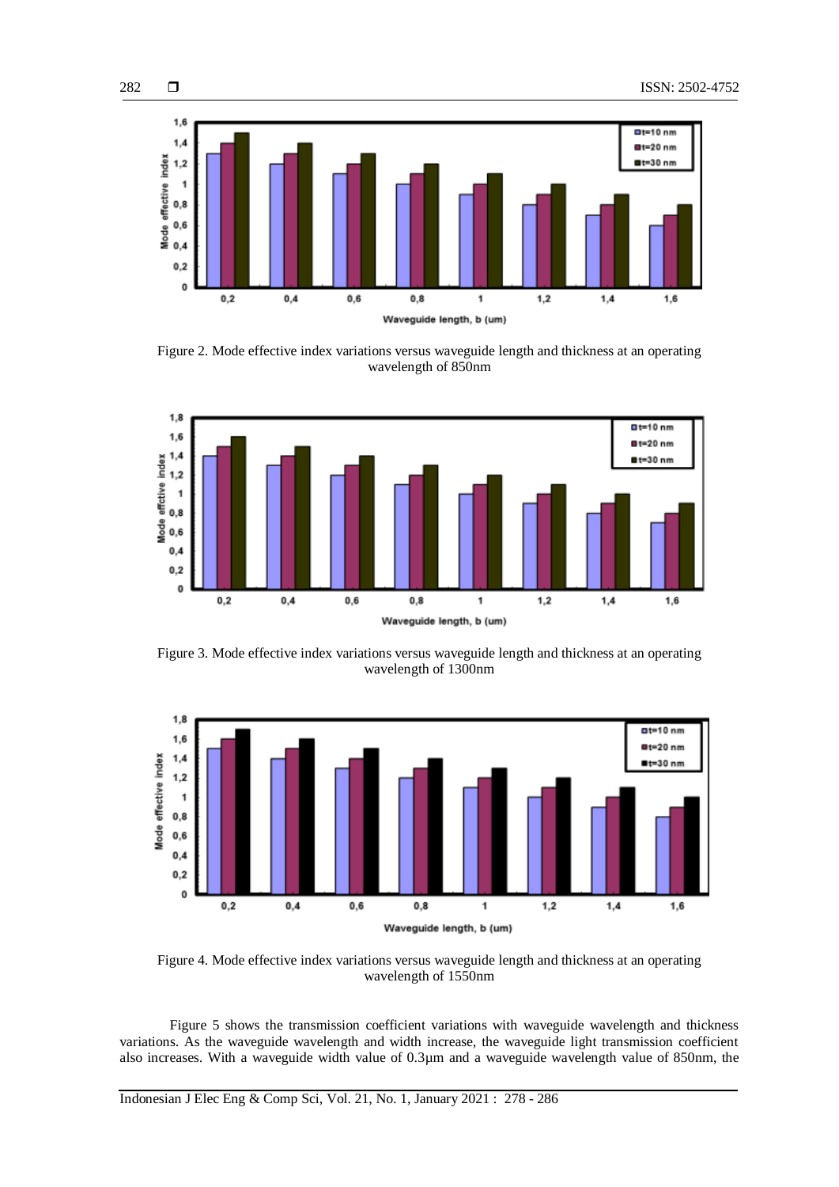Figure 2. Mode effective index variations versus waveguide length and thickness at an operating wavelength of 850nm

Figure 3. Mode effective index variations versus waveguide length and thickness at an operating wavelength of 1300nm

Figure 4. Mode effective index variations versus waveguide length and thickness at an operating wavelength of 1550nm

Figure 5 shows the transmission coefficient variations with waveguide wavelength and thickness variations. As the waveguide wavelength and width increase, the waveguide light transmission coefficient also increases. With a waveguide width value of 0.3μm and a waveguide wavelength value of 850nm, the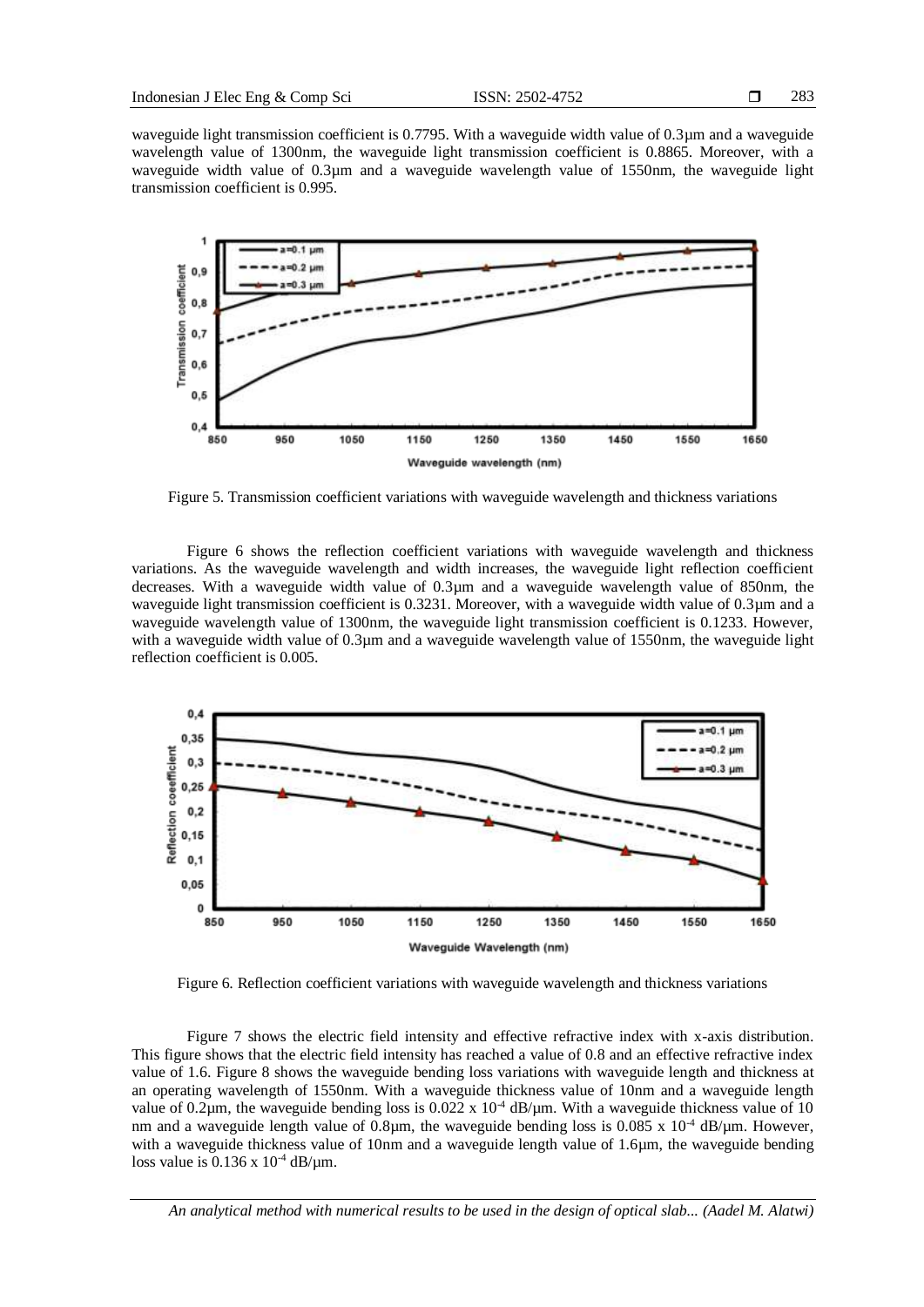waveguide light transmission coefficient is 0.7795. With a waveguide width value of 0.3µm and a waveguide wavelength value of 1300nm, the waveguide light transmission coefficient is 0.8865. Moreover, with a waveguide width value of 0.3µm and a waveguide wavelength value of 1550nm, the waveguide light transmission coefficient is 0.995.

Figure 5. Transmission coefficient variations with waveguide wavelength and thickness variations

Figure 6 shows the reflection coefficient variations with waveguide wavelength and thickness variations. As the waveguide wavelength and width increases, the waveguide light reflection coefficient decreases. With a waveguide width value of 0.3µm and a waveguide wavelength value of 850nm, the waveguide light transmission coefficient is 0.3231. Moreover, with a waveguide width value of 0.3µm and a waveguide wavelength value of 1300nm, the waveguide light transmission coefficient is 0.1233. However, with a waveguide width value of 0.3µm and a waveguide wavelength value of 1550nm, the waveguide light reflection coefficient is 0.005.

Figure 6. Reflection coefficient variations with waveguide wavelength and thickness variations

Figure 7 shows the electric field intensity and effective refractive index with x-axis distribution. This figure shows that the electric field intensity has reached a value of 0.8 and an effective refractive index value of 1.6. Figure 8 shows the waveguide bending loss variations with waveguide length and thickness at an operating wavelength of 1550nm. With a waveguide thickness value of 10nm and a waveguide length value of 0.2µm, the waveguide bending loss is $0.022 \times 10^{-4}$ dB/µm. With a waveguide thickness value of 10 nm and a waveguide length value of 0.8µm, the waveguide bending loss is $0.085 \times 10^{-4}$ dB/µm. However, with a waveguide thickness value of 10nm and a waveguide length value of 1.6µm, the waveguide bending loss value is $0.136 \times 10^{-4}$ dB/µm.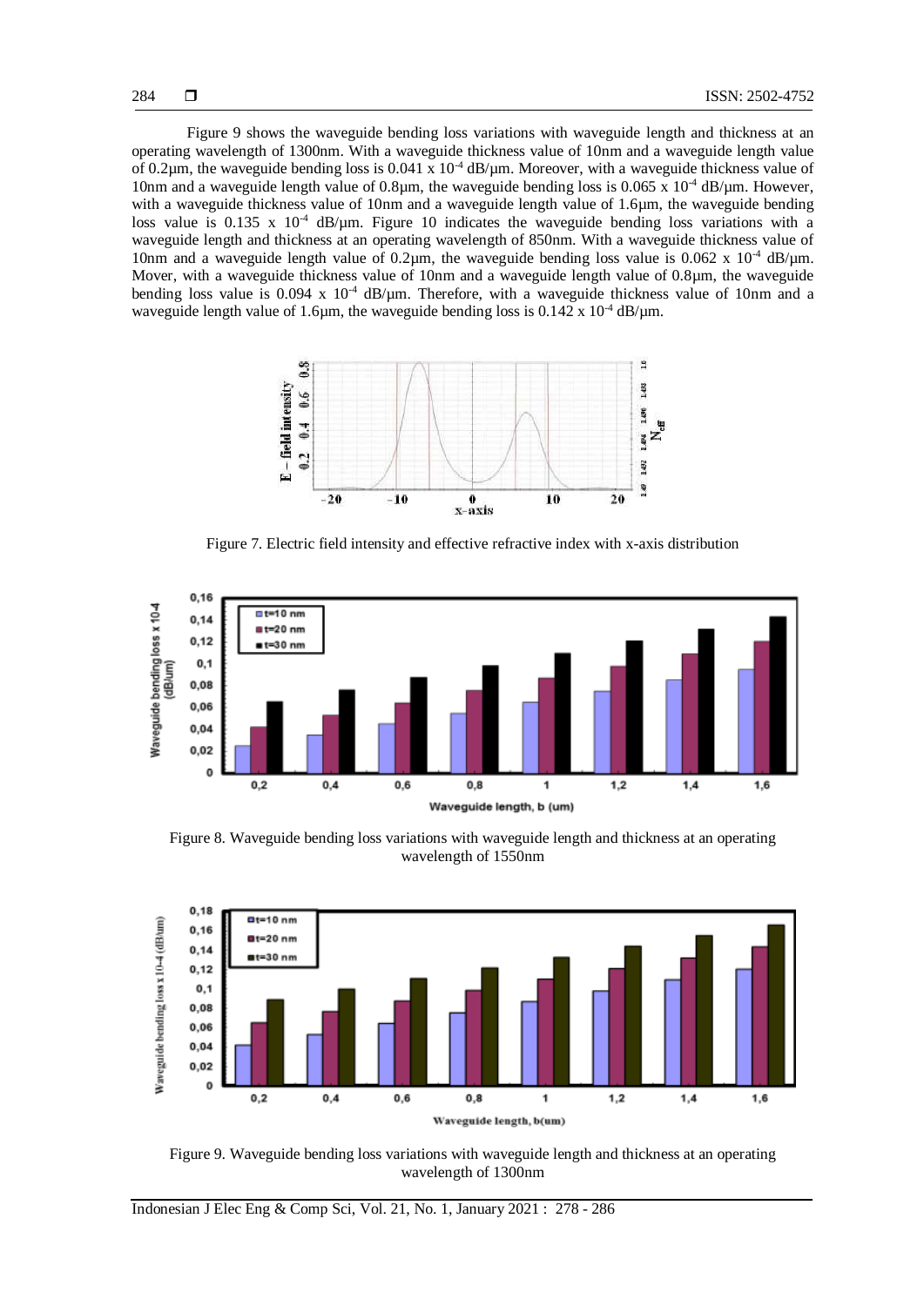Figure 9 shows the waveguide bending loss variations with waveguide length and thickness at an operating wavelength of 1300nm. With a waveguide thickness value of 10nm and a waveguide length value of 0.2µm, the waveguide bending loss is 0.041 x $10^{-4}$ dB/µm. Moreover, with a waveguide thickness value of 10nm and a waveguide length value of 0.8µm, the waveguide bending loss is 0.065 x $10^{-4}$ dB/µm. However, with a waveguide thickness value of 10nm and a waveguide length value of 1.6µm, the waveguide bending loss value is 0.135 x $10^{-4}$ dB/µm. Figure 10 indicates the waveguide bending loss variations with a waveguide length and thickness at an operating wavelength of 850nm. With a waveguide thickness value of 10nm and a waveguide length value of 0.2µm, the waveguide bending loss value is 0.062 x $10^{-4}$ dB/µm. Mover, with a waveguide thickness value of 10nm and a waveguide length value of 0.8µm, the waveguide bending loss value is 0.094 x $10^{-4}$ dB/µm. Therefore, with a waveguide thickness value of 10nm and a waveguide length value of 1.6µm, the waveguide bending loss is 0.142 x $10^{-4}$ dB/µm.

Figure 7. Electric field intensity and effective refractive index with x-axis distribution

Figure 8. Waveguide bending loss variations with waveguide length and thickness at an operating wavelength of 1550nm

Figure 9. Waveguide bending loss variations with waveguide length and thickness at an operating wavelength of 1300nm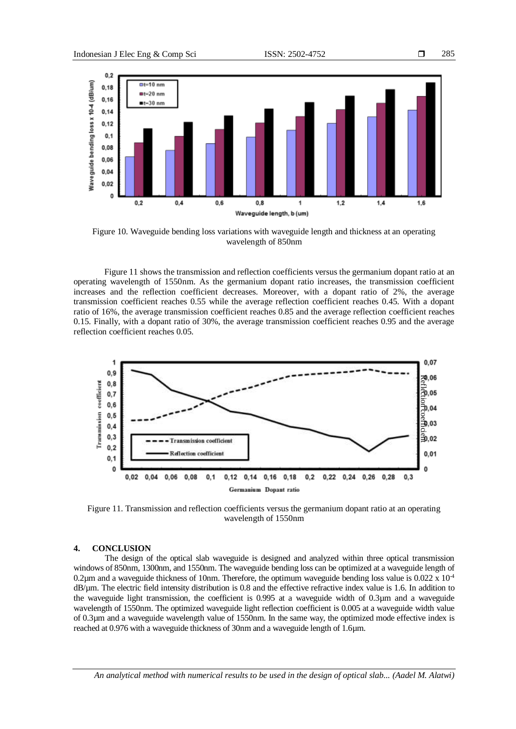Figure 10. Waveguide bending loss variations with waveguide length and thickness at an operating wavelength of 850nm

Figure 11 shows the transmission and reflection coefficients versus the germanium dopant ratio at an operating wavelength of 1550nm. As the germanium dopant ratio increases, the transmission coefficient increases and the reflection coefficient decreases. Moreover, with a dopant ratio of 2%, the average transmission coefficient reaches 0.55 while the average reflection coefficient reaches 0.45. With a dopant ratio of 16%, the average transmission coefficient reaches 0.85 and the average reflection coefficient reaches 0.15. Finally, with a dopant ratio of 30%, the average transmission coefficient reaches 0.95 and the average reflection coefficient reaches 0.05.

Figure 11. Transmission and reflection coefficients versus the germanium dopant ratio at an operating wavelength of 1550nm

## 4. CONCLUSION

The design of the optical slab waveguide is designed and analyzed within three optical transmission windows of 850nm, 1300nm, and 1550nm. The waveguide bending loss can be optimized at a waveguide length of 0.2μm and a waveguide thickness of 10nm. Therefore, the optimum waveguide bending loss value is $0.022 \times 10^{-4}$ dB/μm. The electric field intensity distribution is 0.8 and the effective refractive index value is 1.6. In addition to the waveguide light transmission, the coefficient is 0.995 at a waveguide width of 0.3μm and a waveguide wavelength of 1550nm. The optimized waveguide light reflection coefficient is 0.005 at a waveguide width value of 0.3μm and a waveguide wavelength value of 1550nm. In the same way, the optimized mode effective index is reached at 0.976 with a waveguide thickness of 30nm and a waveguide length of 1.6μm.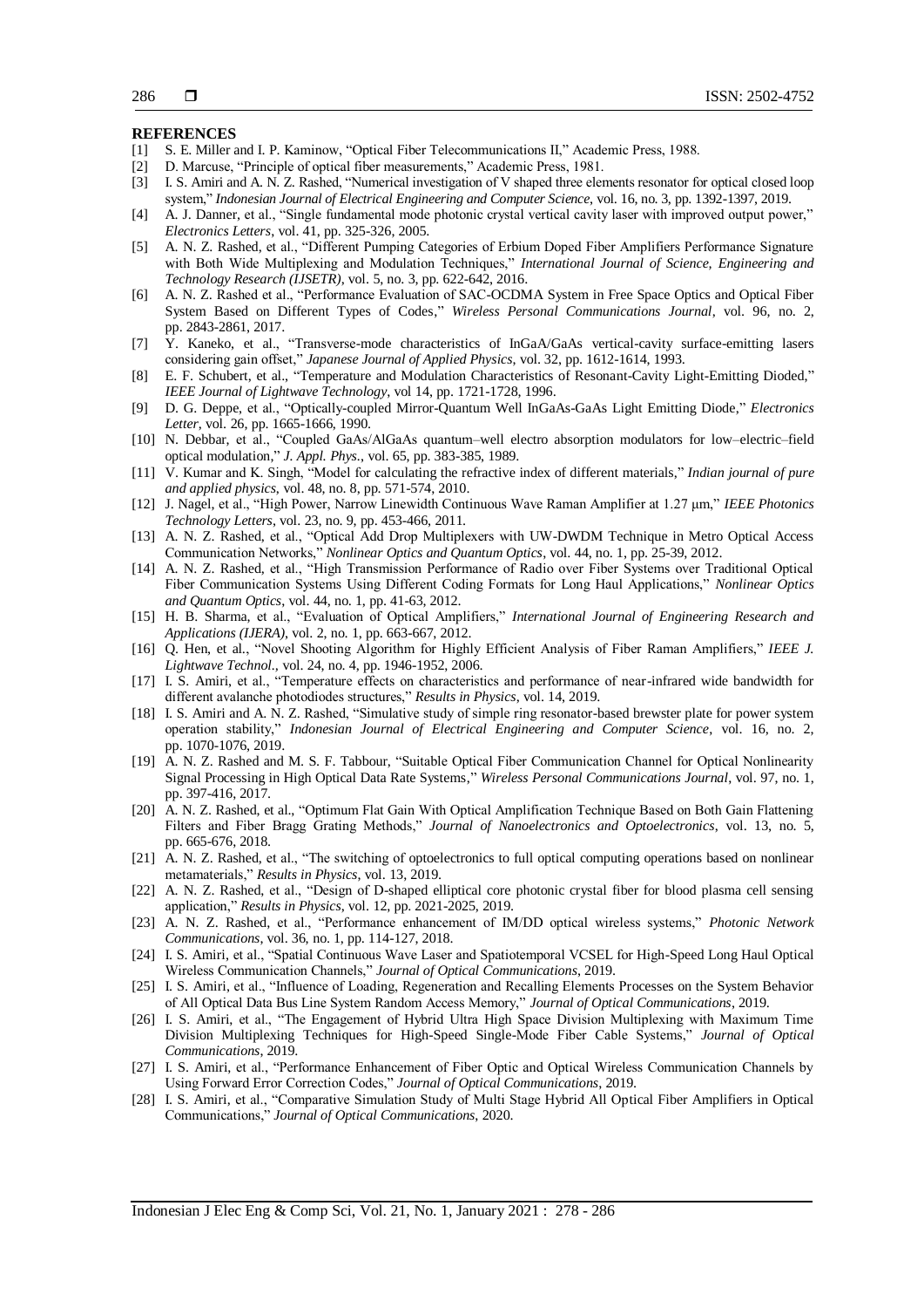**REFERENCES**

[1] S. E. Miller and I. P. Kaminow, "Optical Fiber Telecommunications II," Academic Press, 1988.

[2] D. Marcuse, "Principle of optical fiber measurements," Academic Press, 1981.

[3] I. S. Amiri and A. N. Z. Rashed, "Numerical investigation of V shaped three elements resonator for optical closed loop system," *Indonesian Journal of Electrical Engineering and Computer Science*, vol. 16, no. 3, pp. 1392-1397, 2019.

[4] A. J. Danner, et al., "Single fundamental mode photonic crystal vertical cavity laser with improved output power," *Electronics Letters*, vol. 41, pp. 325-326, 2005.

[5] A. N. Z. Rashed, et al., "Different Pumping Categories of Erbium Doped Fiber Amplifiers Performance Signature with Both Wide Multiplexing and Modulation Techniques," *International Journal of Science, Engineering and Technology Research (IJSETR)*, vol. 5, no. 3, pp. 622-642, 2016.

[6] A. N. Z. Rashed et al., "Performance Evaluation of SAC-OCDMA System in Free Space Optics and Optical Fiber System Based on Different Types of Codes," *Wireless Personal Communications Journal*, vol. 96, no. 2, pp. 2843-2861, 2017.

[7] Y. Kaneko, et al., "Transverse-mode characteristics of InGaA/GaAs vertical-cavity surface-emitting lasers considering gain offset," *Japanese Journal of Applied Physics*, vol. 32, pp. 1612-1614, 1993.

[8] E. F. Schubert, et al., "Temperature and Modulation Characteristics of Resonant-Cavity Light-Emitting Dioded," *IEEE Journal of Lightwave Technology*, vol 14, pp. 1721-1728, 1996.

[9] D. G. Deppe, et al., "Optically-coupled Mirror-Quantum Well InGaAs-GaAs Light Emitting Diode," *Electronics Letter*, vol. 26, pp. 1665-1666, 1990.

[10] N. Debbar, et al., "Coupled GaAs/AlGaAs quantum–well electro absorption modulators for low–electric–field optical modulation," *J. Appl. Phys.*, vol. 65, pp. 383-385, 1989.

[11] V. Kumar and K. Singh, "Model for calculating the refractive index of different materials," *Indian journal of pure and applied physics*, vol. 48, no. 8, pp. 571-574, 2010.

[12] J. Nagel, et al., "High Power, Narrow Linewidth Continuous Wave Raman Amplifier at 1.27 μm," *IEEE Photonics Technology Letters*, vol. 23, no. 9, pp. 453-466, 2011.

[13] A. N. Z. Rashed, et al., "Optical Add Drop Multiplexers with UW-DWDM Technique in Metro Optical Access Communication Networks," *Nonlinear Optics and Quantum Optics*, vol. 44, no. 1, pp. 25-39, 2012.

[14] A. N. Z. Rashed, et al., "High Transmission Performance of Radio over Fiber Systems over Traditional Optical Fiber Communication Systems Using Different Coding Formats for Long Haul Applications," *Nonlinear Optics and Quantum Optics*, vol. 44, no. 1, pp. 41-63, 2012.

[15] H. B. Sharma, et al., "Evaluation of Optical Amplifiers," *International Journal of Engineering Research and Applications (IJERA)*, vol. 2, no. 1, pp. 663-667, 2012.

[16] Q. Hen, et al., "Novel Shooting Algorithm for Highly Efficient Analysis of Fiber Raman Amplifiers," *IEEE J. Lightwave Technol.*, vol. 24, no. 4, pp. 1946-1952, 2006.

[17] I. S. Amiri, et al., "Temperature effects on characteristics and performance of near-infrared wide bandwidth for different avalanche photodiodes structures," *Results in Physics*, vol. 14, 2019.

[18] I. S. Amiri and A. N. Z. Rashed, "Simulative study of simple ring resonator-based brewster plate for power system operation stability," *Indonesian Journal of Electrical Engineering and Computer Science*, vol. 16, no. 2, pp. 1070-1076, 2019.

[19] A. N. Z. Rashed and M. S. F. Tabbour, "Suitable Optical Fiber Communication Channel for Optical Nonlinearity Signal Processing in High Optical Data Rate Systems," *Wireless Personal Communications Journal*, vol. 97, no. 1, pp. 397-416, 2017.

[20] A. N. Z. Rashed, et al., "Optimum Flat Gain With Optical Amplification Technique Based on Both Gain Flattening Filters and Fiber Bragg Grating Methods," *Journal of Nanoelectronics and Optoelectronics*, vol. 13, no. 5, pp. 665-676, 2018.

[21] A. N. Z. Rashed, et al., "The switching of optoelectronics to full optical computing operations based on nonlinear metamaterials," *Results in Physics*, vol. 13, 2019.

[22] A. N. Z. Rashed, et al., "Design of D-shaped elliptical core photonic crystal fiber for blood plasma cell sensing application," *Results in Physics*, vol. 12, pp. 2021-2025, 2019.

[23] A. N. Z. Rashed, et al., "Performance enhancement of IM/DD optical wireless systems," *Photonic Network Communications*, vol. 36, no. 1, pp. 114-127, 2018.

[24] I. S. Amiri, et al., "Spatial Continuous Wave Laser and Spatiotemporal VCSEL for High-Speed Long Haul Optical Wireless Communication Channels," *Journal of Optical Communications*, 2019.

[25] I. S. Amiri, et al., "Influence of Loading, Regeneration and Recalling Elements Processes on the System Behavior of All Optical Data Bus Line System Random Access Memory," *Journal of Optical Communications*, 2019.

[26] I. S. Amiri, et al., "The Engagement of Hybrid Ultra High Space Division Multiplexing with Maximum Time Division Multiplexing Techniques for High-Speed Single-Mode Fiber Cable Systems," *Journal of Optical Communications*, 2019.

[27] I. S. Amiri, et al., "Performance Enhancement of Fiber Optic and Optical Wireless Communication Channels by Using Forward Error Correction Codes," *Journal of Optical Communications*, 2019.

[28] I. S. Amiri, et al., "Comparative Simulation Study of Multi Stage Hybrid All Optical Fiber Amplifiers in Optical Communications," *Journal of Optical Communications*, 2020.